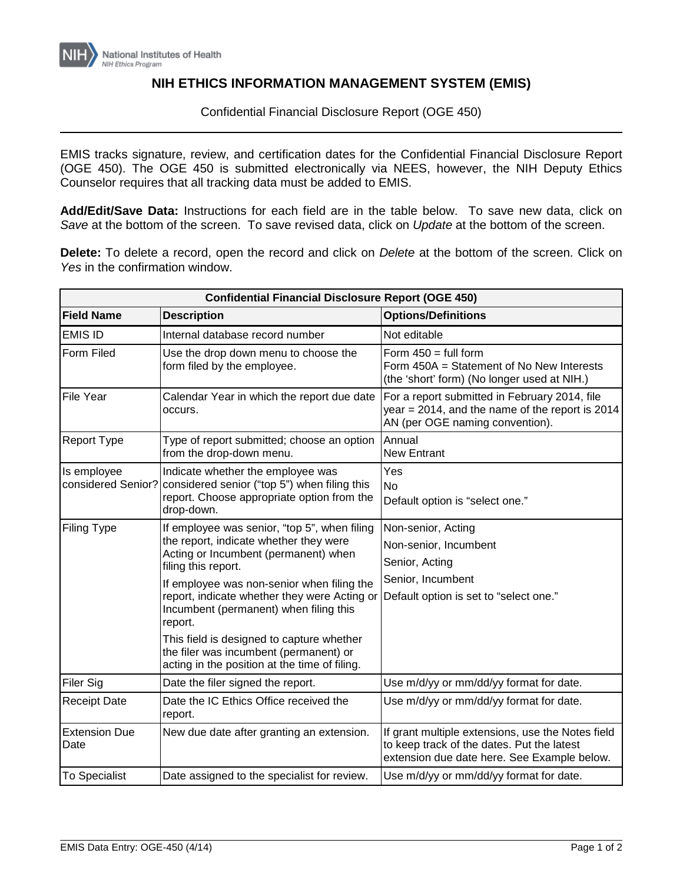National Institutes of Health
NIH Ethics Program

# NIH ETHICS INFORMATION MANAGEMENT SYSTEM (EMIS)

Confidential Financial Disclosure Report (OGE 450)

EMIS tracks signature, review, and certification dates for the Confidential Financial Disclosure Report (OGE 450). The OGE 450 is submitted electronically via NEES, however, the NIH Deputy Ethics Counselor requires that all tracking data must be added to EMIS.

**Add/Edit/Save Data:** Instructions for each field are in the table below. To save new data, click on *Save* at the bottom of the screen. To save revised data, click on *Update* at the bottom of the screen.

**Delete:** To delete a record, open the record and click on *Delete* at the bottom of the screen. Click on *Yes* in the confirmation window.

| **Confidential Financial Disclosure Report (OGE 450)** | | |
|---|---|---|
| **Field Name** | **Description** | **Options/Definitions** |
| EMIS ID | Internal database record number | Not editable |
| Form Filed | Use the drop down menu to choose the form filed by the employee. | Form 450 = full form<br>Form 450A = Statement of No New Interests (the 'short' form) (No longer used at NIH.) |
| File Year | Calendar Year in which the report due date occurs. | For a report submitted in February 2014, file year = 2014, and the name of the report is 2014 AN (per OGE naming convention). |
| Report Type | Type of report submitted; choose an option from the drop-down menu. | Annual<br>New Entrant |
| Is employee considered Senior? | Indicate whether the employee was considered senior ("top 5") when filing this report. Choose appropriate option from the drop-down. | Yes<br>No<br>Default option is "select one." |
| Filing Type | If employee was senior, "top 5", when filing the report, indicate whether they were Acting or Incumbent (permanent) when filing this report.<br>If employee was non-senior when filing the report, indicate whether they were Acting or Incumbent (permanent) when filing this report.<br>This field is designed to capture whether the filer was incumbent (permanent) or acting in the position at the time of filing. | Non-senior, Acting<br>Non-senior, Incumbent<br>Senior, Acting<br>Senior, Incumbent<br>Default option is set to "select one." |
| Filer Sig | Date the filer signed the report. | Use m/d/yy or mm/dd/yy format for date. |
| Receipt Date | Date the IC Ethics Office received the report. | Use m/d/yy or mm/dd/yy format for date. |
| Extension Due Date | New due date after granting an extension. | If grant multiple extensions, use the Notes field to keep track of the dates. Put the latest extension due date here. See Example below. |
| To Specialist | Date assigned to the specialist for review. | Use m/d/yy or mm/dd/yy format for date. |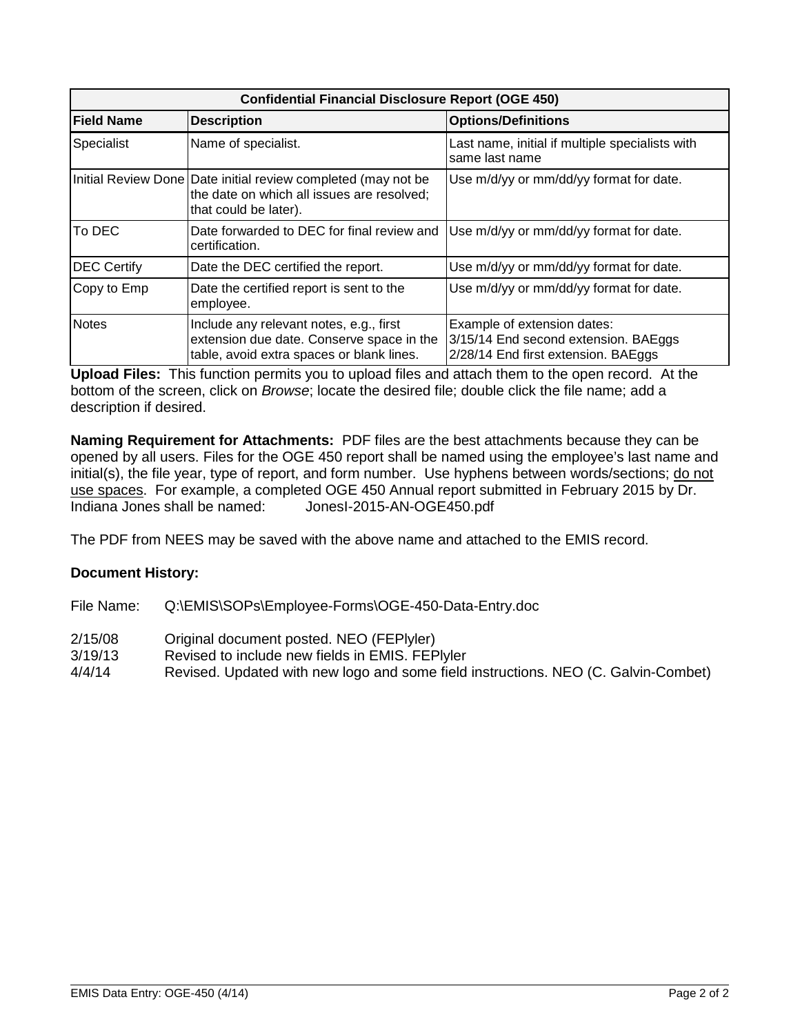| Confidential Financial Disclosure Report (OGE 450) | | |
|---|---|---|
| **Field Name** | **Description** | **Options/Definitions** |
| Specialist | Name of specialist. | Last name, initial if multiple specialists with same last name |
| Initial Review Done | Date initial review completed (may not be the date on which all issues are resolved; that could be later). | Use m/d/yy or mm/dd/yy format for date. |
| To DEC | Date forwarded to DEC for final review and certification. | Use m/d/yy or mm/dd/yy format for date. |
| DEC Certify | Date the DEC certified the report. | Use m/d/yy or mm/dd/yy format for date. |
| Copy to Emp | Date the certified report is sent to the employee. | Use m/d/yy or mm/dd/yy format for date. |
| Notes | Include any relevant notes, e.g., first extension due date. Conserve space in the table, avoid extra spaces or blank lines. | Example of extension dates:<br>3/15/14 End second extension. BAEggs<br>2/28/14 End first extension. BAEggs |

**Upload Files:** This function permits you to upload files and attach them to the open record. At the bottom of the screen, click on *Browse*; locate the desired file; double click the file name; add a description if desired.

**Naming Requirement for Attachments:** PDF files are the best attachments because they can be opened by all users. Files for the OGE 450 report shall be named using the employee's last name and initial(s), the file year, type of report, and form number. Use hyphens between words/sections; <u>do not use spaces</u>. For example, a completed OGE 450 Annual report submitted in February 2015 by Dr. Indiana Jones shall be named: JonesI-2015-AN-OGE450.pdf

The PDF from NEES may be saved with the above name and attached to the EMIS record.

**Document History:**

File Name: Q:\EMIS\SOPs\Employee-Forms\OGE-450-Data-Entry.doc

2/15/08 Original document posted. NEO (FEPlyler)
3/19/13 Revised to include new fields in EMIS. FEPlyler
4/4/14 Revised. Updated with new logo and some field instructions. NEO (C. Galvin-Combet)